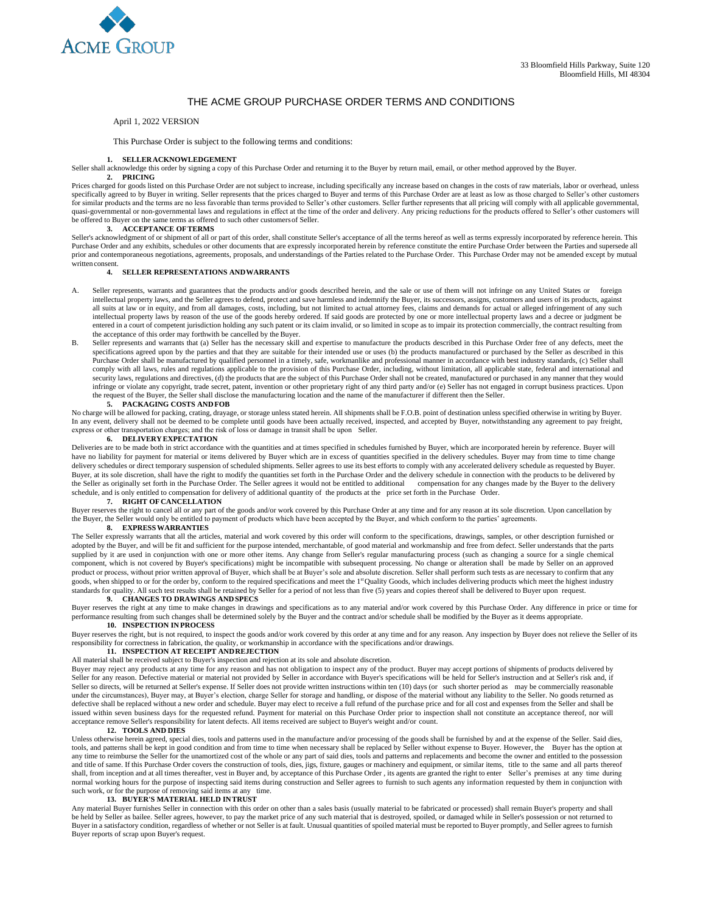ACME GROUP

33 Bloomfield Hills Parkway, Suite 120
Bloomfield Hills, MI 48304

# THE ACME GROUP PURCHASE ORDER TERMS AND CONDITIONS

April 1, 2022 VERSION

This Purchase Order is subject to the following terms and conditions:

**1. SELLER ACKNOWLEDGEMENT**

Seller shall acknowledge this order by signing a copy of this Purchase Order and returning it to the Buyer by return mail, email, or other method approved by the Buyer.

**2. PRICING**

Prices charged for goods listed on this Purchase Order are not subject to increase, including specifically any increase based on changes in the costs of raw materials, labor or overhead, unless specifically agreed to by Buyer in writing. Seller represents that the prices charged to Buyer and terms of this Purchase Order are at least as low as those charged to Seller's other customers for similar products and the terms are no less favorable than terms provided to Seller's other customers. Seller further represents that all pricing will comply with all applicable governmental, quasi-governmental or non-governmental laws and regulations in effect at the time of the order and delivery. Any pricing reductions for the products offered to Seller's other customers will be offered to Buyer on the same terms as offered to such other customers of Seller.

**3. ACCEPTANCE OF TERMS**

Seller's acknowledgment of or shipment of all or part of this order, shall constitute Seller's acceptance of all the terms hereof as well as terms expressly incorporated by reference herein. This Purchase Order and any exhibits, schedules or other documents that are expressly incorporated herein by reference constitute the entire Purchase Order between the Parties and supersede all prior and contemporaneous negotiations, agreements, proposals, and understandings of the Parties related to the Purchase Order. This Purchase Order may not be amended except by mutual written consent.

**4. SELLER REPRESENTATIONS AND WARRANTS**

A. Seller represents, warrants and guarantees that the products and/or goods described herein, and the sale or use of them will not infringe on any United States or foreign intellectual property laws, and the Seller agrees to defend, protect and save harmless and indemnify the Buyer, its successors, assigns, customers and users of its products, against all suits at law or in equity, and from all damages, costs, including, but not limited to actual attorney fees, claims and demands for actual or alleged infringement of any such intellectual property laws by reason of the use of the goods hereby ordered. If said goods are protected by one or more intellectual property laws and a decree or judgment be entered in a court of competent jurisdiction holding any such patent or its claim invalid, or so limited in scope as to impair its protection commercially, the contract resulting from the acceptance of this order may forthwith be cancelled by the Buyer.

B. Seller represents and warrants that (a) Seller has the necessary skill and expertise to manufacture the products described in this Purchase Order free of any defects, meet the specifications agreed upon by the parties and that they are suitable for their intended use or uses (b) the products manufactured or purchased by the Seller as described in this Purchase Order shall be manufactured by qualified personnel in a timely, safe, workmanlike and professional manner in accordance with best industry standards, (c) Seller shall comply with all laws, rules and regulations applicable to the provision of this Purchase Order, including, without limitation, all applicable state, federal and international and security laws, regulations and directives, (d) the products that are the subject of this Purchase Order shall not be created, manufactured or purchased in any manner that they would infringe or violate any copyright, trade secret, patent, invention or other proprietary right of any third party and/or (e) Seller has not engaged in corrupt business practices. Upon the request of the Buyer, the Seller shall disclose the manufacturing location and the name of the manufacturer if different then the Seller.

**5. PACKAGING COSTS AND FOB**

No charge will be allowed for packing, crating, drayage, or storage unless stated herein. All shipments shall be F.O.B. point of destination unless specified otherwise in writing by Buyer. In any event, delivery shall not be deemed to be complete until goods have been actually received, inspected, and accepted by Buyer, notwithstanding any agreement to pay freight, express or other transportation charges; and the risk of loss or damage in transit shall be upon Seller.

**6. DELIVERY EXPECTATION**

Deliveries are to be made both in strict accordance with the quantities and at times specified in schedules furnished by Buyer, which are incorporated herein by reference. Buyer will have no liability for payment for material or items delivered by Buyer which are in excess of quantities specified in the delivery schedules. Buyer may from time to time change delivery schedules or direct temporary suspension of scheduled shipments. Seller agrees to use its best efforts to comply with any accelerated delivery schedule as requested by Buyer. Buyer, at its sole discretion, shall have the right to modify the quantities set forth in the Purchase Order and the delivery schedule in connection with the products to be delivered by the Seller as originally set forth in the Purchase Order. The Seller agrees it would not be entitled to additional compensation for any changes made by the Buyer to the delivery schedule, and is only entitled to compensation for delivery of additional quantity of the products at the price set forth in the Purchase Order.

**7. RIGHT OF CANCELLATION**

Buyer reserves the right to cancel all or any part of the goods and/or work covered by this Purchase Order at any time and for any reason at its sole discretion. Upon cancellation by the Buyer, the Seller would only be entitled to payment of products which have been accepted by the Buyer, and which conform to the parties' agreements.

**8. EXPRESS WARRANTIES**

The Seller expressly warrants that all the articles, material and work covered by this order will conform to the specifications, drawings, samples, or other description furnished or adopted by the Buyer, and will be fit and sufficient for the purpose intended, merchantable, of good material and workmanship and free from defect. Seller understands that the parts supplied by it are used in conjunction with one or more other items. Any change from Seller's regular manufacturing process (such as changing a source for a single chemical component, which is not covered by Buyer's specifications) might be incompatible with subsequent processing. No change or alteration shall be made by Seller on an approved product or process, without prior written approval of Buyer, which shall be at Buyer's sole and absolute discretion. Seller shall perform such tests as are necessary to confirm that any goods, when shipped to or for the order by, conform to the required specifications and meet the 1st Quality Goods, which includes delivering products which meet the highest industry standards for quality. All such test results shall be retained by Seller for a period of not less than five (5) years and copies thereof shall be delivered to Buyer upon request.

**9. CHANGES TO DRAWINGS AND SPECS**

Buyer reserves the right at any time to make changes in drawings and specifications as to any material and/or work covered by this Purchase Order. Any difference in price or time for performance resulting from such changes shall be determined solely by the Buyer and the contract and/or schedule shall be modified by the Buyer as it deems appropriate.

**10. INSPECTION IN PROCESS**

Buyer reserves the right, but is not required, to inspect the goods and/or work covered by this order at any time and for any reason. Any inspection by Buyer does not relieve the Seller of its responsibility for correctness in fabrication, the quality, or workmanship in accordance with the specifications and/or drawings.

**11. INSPECTION AT RECEIPT AND REJECTION**

All material shall be received subject to Buyer's inspection and rejection at its sole and absolute discretion.

Buyer may reject any products at any time for any reason and has not obligation to inspect any of the product. Buyer may accept portions of shipments of products delivered by Seller for any reason. Defective material or material not provided by Seller in accordance with Buyer's specifications will be held for Seller's instruction and at Seller's risk and, if Seller so directs, will be returned at Seller's expense. If Seller does not provide written instructions within ten (10) days (or such shorter period as may be commercially reasonable under the circumstances), Buyer may, at Buyer's election, charge Seller for storage and handling, or dispose of the material without any liability to the Seller. No goods returned as defective shall be replaced without a new order and schedule. Buyer may elect to receive a full refund of the purchase price and for all cost and expenses from the Seller and shall be issued within seven business days for the requested refund. Payment for material on this Purchase Order prior to inspection shall not constitute an acceptance thereof, nor will acceptance remove Seller's responsibility for latent defects. All items received are subject to Buyer's weight and/or count.

**12. TOOLS AND DIES**

Unless otherwise herein agreed, special dies, tools and patterns used in the manufacture and/or processing of the goods shall be furnished by and at the expense of the Seller. Said dies, tools, and patterns shall be kept in good condition and from time to time when necessary shall be replaced by Seller without expense to Buyer. However, the Buyer has the option at any time to reimburse the Seller for the unamortized cost of the whole or any part of said dies, tools and patterns and replacements and become the owner and entitled to the possession and title of same. If this Purchase Order covers the construction of tools, dies, jigs, fixture, gauges or machinery and equipment, or similar items, title to the same and all parts thereof shall, from inception and at all times thereafter, vest in Buyer and, by acceptance of this Purchase Order , its agents are granted the right to enter Seller's premises at any time during normal working hours for the purpose of inspecting said items during construction and Seller agrees to furnish to such agents any information requested by them in conjunction with such work, or for the purpose of removing said items at any time.

**13. BUYER'S MATERIAL HELD IN TRUST**

Any material Buyer furnishes Seller in connection with this order on other than a sales basis (usually material to be fabricated or processed) shall remain Buyer's property and shall be held by Seller as bailee. Seller agrees, however, to pay the market price of any such material that is destroyed, spoiled, or damaged while in Seller's possession or not returned to Buyer in a satisfactory condition, regardless of whether or not Seller is at fault. Unusual quantities of spoiled material must be reported to Buyer promptly, and Seller agrees to furnish Buyer reports of scrap upon Buyer's request.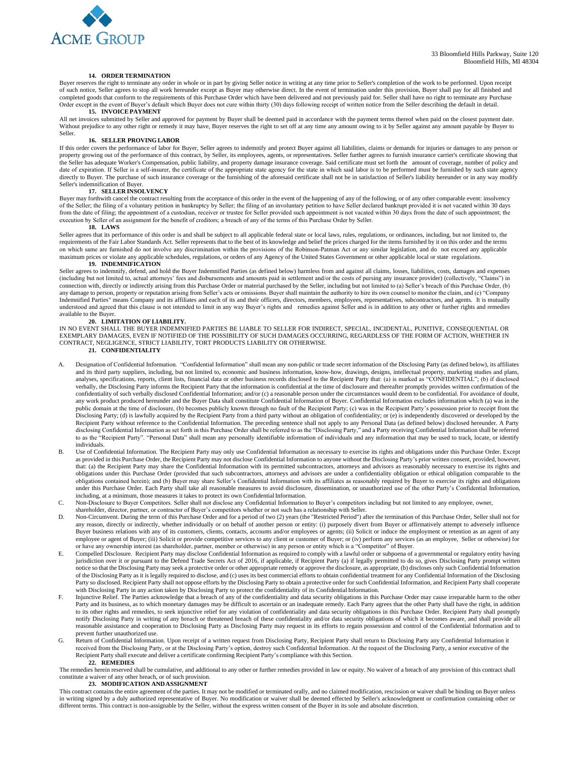ACME GROUP

33 Bloomfield Hills Parkway, Suite 120
Bloomfield Hills, MI 48304

### 14. ORDER TERMINATION

Buyer reserves the right to terminate any order in whole or in part by giving Seller notice in writing at any time prior to Seller's completion of the work to be performed. Upon receipt of such notice, Seller agrees to stop all work hereunder except as Buyer may otherwise direct. In the event of termination under this provision, Buyer shall pay for all finished and completed goods that conform to the requirements of this Purchase Order which have been delivered and not previously paid for. Seller shall have no right to terminate any Purchase Order except in the event of Buyer's default which Buyer does not cure within thirty (30) days following receipt of written notice from the Seller describing the default in detail.

### 15. INVOICE PAYMENT

All net invoices submitted by Seller and approved for payment by Buyer shall be deemed paid in accordance with the payment terms thereof when paid on the closest payment date. Without prejudice to any other right or remedy it may have, Buyer reserves the right to set off at any time any amount owing to it by Seller against any amount payable by Buyer to Seller.

### 16. SELLER PROVING LABOR

If this order covers the performance of labor for Buyer, Seller agrees to indemnify and protect Buyer against all liabilities, claims or demands for injuries or damages to any person or property growing out of the performance of this contract, by Seller, its employees, agents, or representatives. Seller further agrees to furnish insurance carrier's certificate showing that the Seller has adequate Worker's Compensation, public liability, and property damage insurance coverage. Said certificate must set forth the amount of coverage, number of policy and date of expiration. If Seller is a self-insurer, the certificate of the appropriate state agency for the state in which said labor is to be performed must be furnished by such state agency directly to Buyer. The purchase of such insurance coverage or the furnishing of the aforesaid certificate shall not be in satisfaction of Seller's liability hereunder or in any way modify Seller's indemnification of Buyer.

### 17. SELLER INSOLVENCY

Buyer may forthwith cancel the contract resulting from the acceptance of this order in the event of the happening of any of the following, or of any other comparable event: insolvency of the Seller; the filing of a voluntary petition in bankruptcy by Seller; the filing of an involuntary petition to have Seller declared bankrupt provided it is not vacated within 30 days from the date of filing; the appointment of a custodian, receiver or trustee for Seller provided such appointment is not vacated within 30 days from the date of such appointment; the execution by Seller of an assignment for the benefit of creditors; a breach of any of the terms of this Purchase Order by Seller.

### 18. LAWS

Seller agrees that its performance of this order is and shall be subject to all applicable federal state or local laws, rules, regulations, or ordinances, including, but not limited to, the requirements of the Fair Labor Standards Act. Seller represents that to the best of its knowledge and belief the prices charged for the items furnished by it on this order and the terms on which same are furnished do not involve any discrimination within the provisions of the Robinson-Patman Act or any similar legislation, and do not exceed any applicable maximum prices or violate any applicable schedules, regulations, or orders of any Agency of the United States Government or other applicable local or state regulations.

### 19. INDEMNIFICATION

Seller agrees to indemnify, defend, and hold the Buyer Indemnified Parties (as defined below) harmless from and against all claims, losses, liabilities, costs, damages and expenses (including but not limited to, actual attorneys' fees and disbursements and amounts paid in settlement and/or the costs of pursing any insurance provider) (collectively, "Claims") in connection with, directly or indirectly arising from this Purchase Order or material purchased by the Seller, including but not limited to (a) Seller's breach of this Purchase Order, (b) any damage to person, property or reputation arising from Seller's acts or omissions. Buyer shall maintain the authority to hire its own counsel to monitor the claim, and (c) "Company Indemnified Parties" means Company and its affiliates and each of its and their officers, directors, members, employees, representatives, subcontractors, and agents. It is mutually understood and agreed that this clause is not intended to limit in any way Buyer's rights and remedies against Seller and is in addition to any other or further rights and remedies available to the Buyer.

### 20. LIMITATION OF LIABILITY.

IN NO EVENT SHALL THE BUYER INDEMNIFIED PARTIES BE LIABLE TO SELLER FOR INDIRECT, SPECIAL, INCIDENTAL, PUNITIVE, CONSEQUENTIAL OR EXEMPLARY DAMAGES, EVEN IF NOTIFIED OF THE POSSIBILITY OF SUCH DAMAGES OCCURRING, REGARDLESS OF THE FORM OF ACTION, WHETHER IN CONTRACT, NEGLIGENCE, STRICT LIABILITY, TORT PRODUCTS LIABILITY OR OTHERWISE.

### 21. CONFIDENTIALITY

A. Designation of Confidential Information. "Confidential Information" shall mean any non-public or trade secret information of the Disclosing Party (as defined below), its affiliates and its third party suppliers, including, but not limited to, economic and business information, know-how, drawings, designs, intellectual property, marketing studies and plans, analyses, specifications, reports, client lists, financial data or other business records disclosed to the Recipient Party that: (a) is marked as "CONFIDENTIAL"; (b) if disclosed verbally, the Disclosing Party informs the Recipient Party that the information is confidential at the time of disclosure and thereafter promptly provides written confirmation of the confidentiality of such verbally disclosed Confidential Information; and/or (c) a reasonable person under the circumstances would deem to be confidential. For avoidance of doubt, any work product produced hereunder and the Buyer Data shall constitute Confidential Information of Buyer. Confidential Information excludes information which (a) was in the public domain at the time of disclosure, (b) becomes publicly known through no fault of the Recipient Party; (c) was in the Recipient Party's possession prior to receipt from the Disclosing Party; (d) is lawfully acquired by the Recipient Party from a third party without an obligation of confidentiality; or (e) is independently discovered or developed by the Recipient Party without reference to the Confidential Information. The preceding sentence shall not apply to any Personal Data (as defined below) disclosed hereunder. A Party disclosing Confidential Information as set forth in this Purchase Order shall be referred to as the "Disclosing Party," and a Party receiving Confidential Information shall be referred to as the "Recipient Party". "Personal Data" shall mean any personally identifiable information of individuals and any information that may be used to track, locate, or identify individuals.

B. Use of Confidential Information. The Recipient Party may only use Confidential Information as necessary to exercise its rights and obligations under this Purchase Order. Except as provided in this Purchase Order, the Recipient Party may not disclose Confidential Information to anyone without the Disclosing Party's prior written consent, provided, however, that: (a) the Recipient Party may share the Confidential Information with its permitted subcontractors, attorneys and advisors as reasonably necessary to exercise its rights and obligations under this Purchase Order (provided that such subcontractors, attorneys and advisors are under a confidentiality obligation or ethical obligation comparable to the obligations contained herein); and (b) Buyer may share Seller's Confidential Information with its affiliates as reasonably required by Buyer to exercise its rights and obligations under this Purchase Order. Each Party shall take all reasonable measures to avoid disclosure, dissemination, or unauthorized use of the other Party's Confidential Information, including, at a minimum, those measures it takes to protect its own Confidential Information.

C. Non-Disclosure to Buyer Competitors. Seller shall not disclose any Confidential Information to Buyer's competitors including but not limited to any employee, owner, shareholder, director, partner, or contractor of Buyer's competitors whether or not such has a relationship with Seller.

D. Non-Circumvent. During the term of this Purchase Order and for a period of two (2) years (the "Restricted Period") after the termination of this Purchase Order, Seller shall not for any reason, directly or indirectly, whether individually or on behalf of another person or entity: (i) purposely divert from Buyer or affirmatively attempt to adversely influence Buyer business relations with any of its customers, clients, contacts, accounts and/or employees or agents; (ii) Solicit or induce the employment or retention as an agent of any employee or agent of Buyer; (iii) Solicit or provide competitive services to any client or customer of Buyer; or (iv) perform any services (as an employee, Seller or otherwise) for or have any ownership interest (as shareholder, partner, member or otherwise) in any person or entity which is a "Competitor" of Buyer.

E. Compelled Disclosure. Recipient Party may disclose Confidential Information as required to comply with a lawful order or subpoena of a governmental or regulatory entity having jurisdiction over it or pursuant to the Defend Trade Secrets Act of 2016, if applicable, if Recipient Party (a) if legally permitted to do so, gives Disclosing Party prompt written notice so that the Disclosing Party may seek a protective order or other appropriate remedy or approve the disclosure, as appropriate, (b) discloses only such Confidential Information of the Disclosing Party as it is legally required to disclose, and (c) uses its best commercial efforts to obtain confidential treatment for any Confidential Information of the Disclosing Party so disclosed. Recipient Party shall not oppose efforts by the Disclosing Party to obtain a protective order for such Confidential Information, and Recipient Party shall cooperate with Disclosing Party in any action taken by Disclosing Party to protect the confidentiality of its Confidential Information.

F. Injunctive Relief. The Parties acknowledge that a breach of any of the confidentiality and data security obligations in this Purchase Order may cause irreparable harm to the other Party and its business, as to which monetary damages may be difficult to ascertain or an inadequate remedy. Each Party agrees that the other Party shall have the right, in addition to its other rights and remedies, to seek injunctive relief for any violation of confidentiality and data security obligations in this Purchase Order. Recipient Party shall promptly notify Disclosing Party in writing of any breach or threatened breach of these confidentiality and/or data security obligations of which it becomes aware, and shall provide all reasonable assistance and cooperation to Disclosing Party as Disclosing Party may request in its efforts to regain possession and control of the Confidential Information and to prevent further unauthorized use.

G. Return of Confidential Information. Upon receipt of a written request from Disclosing Party, Recipient Party shall return to Disclosing Party any Confidential Information it received from the Disclosing Party, or at the Disclosing Party's option, destroy such Confidential Information. At the request of the Disclosing Party, a senior executive of the Recipient Party shall execute and deliver a certificate confirming Recipient Party's compliance with this Section.

### 22. REMEDIES

The remedies herein reserved shall be cumulative, and additional to any other or further remedies provided in law or equity. No waiver of a breach of any provision of this contract shall constitute a waiver of any other breach, or of such provision.

### 23. MODIFICATION AND ASSIGNMENT

This contract contains the entire agreement of the parties. It may not be modified or terminated orally, and no claimed modification, rescission or waiver shall be binding on Buyer unless in writing signed by a duly authorized representative of Buyer. No modification or waiver shall be deemed effected by Seller's acknowledgment or confirmation containing other or different terms. This contract is non-assignable by the Seller, without the express written consent of the Buyer in its sole and absolute discretion.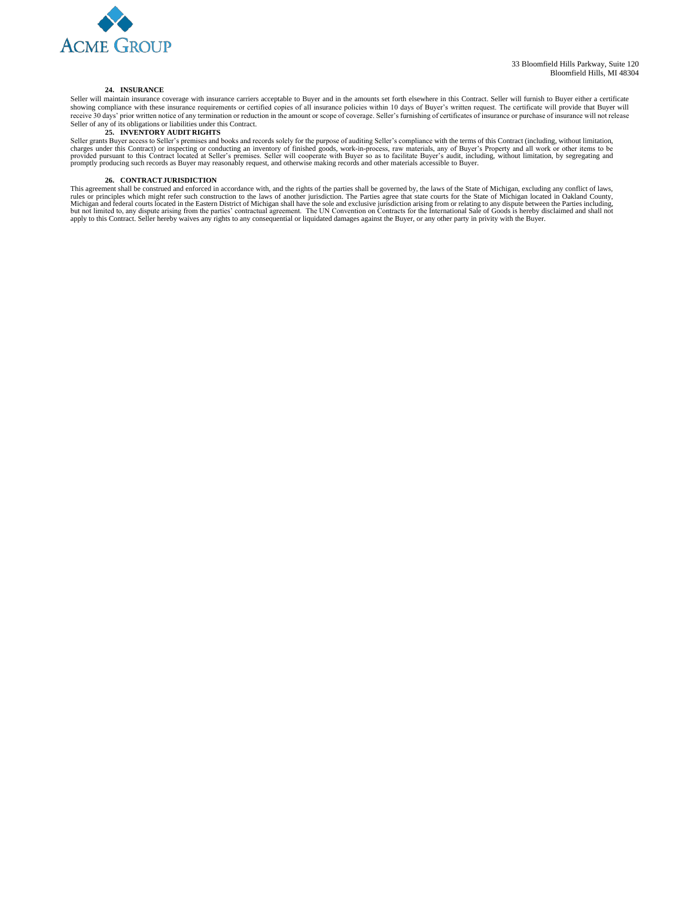ACME GROUP

33 Bloomfield Hills Parkway, Suite 120
Bloomfield Hills, MI 48304

**24. INSURANCE**

Seller will maintain insurance coverage with insurance carriers acceptable to Buyer and in the amounts set forth elsewhere in this Contract. Seller will furnish to Buyer either a certificate showing compliance with these insurance requirements or certified copies of all insurance policies within 10 days of Buyer's written request. The certificate will provide that Buyer will receive 30 days' prior written notice of any termination or reduction in the amount or scope of coverage. Seller's furnishing of certificates of insurance or purchase of insurance will not release Seller of any of its obligations or liabilities under this Contract.

**25. INVENTORY AUDIT RIGHTS**

Seller grants Buyer access to Seller's premises and books and records solely for the purpose of auditing Seller's compliance with the terms of this Contract (including, without limitation, charges under this Contract) or inspecting or conducting an inventory of finished goods, work-in-process, raw materials, any of Buyer's Property and all work or other items to be provided pursuant to this Contract located at Seller's premises. Seller will cooperate with Buyer so as to facilitate Buyer's audit, including, without limitation, by segregating and promptly producing such records as Buyer may reasonably request, and otherwise making records and other materials accessible to Buyer.

**26. CONTRACT JURISDICTION**

This agreement shall be construed and enforced in accordance with, and the rights of the parties shall be governed by, the laws of the State of Michigan, excluding any conflict of laws, rules or principles which might refer such construction to the laws of another jurisdiction. The Parties agree that state courts for the State of Michigan located in Oakland County, Michigan and federal courts located in the Eastern District of Michigan shall have the sole and exclusive jurisdiction arising from or relating to any dispute between the Parties including, but not limited to, any dispute arising from the parties' contractual agreement. The UN Convention on Contracts for the International Sale of Goods is hereby disclaimed and shall not apply to this Contract. Seller hereby waives any rights to any consequential or liquidated damages against the Buyer, or any other party in privity with the Buyer.